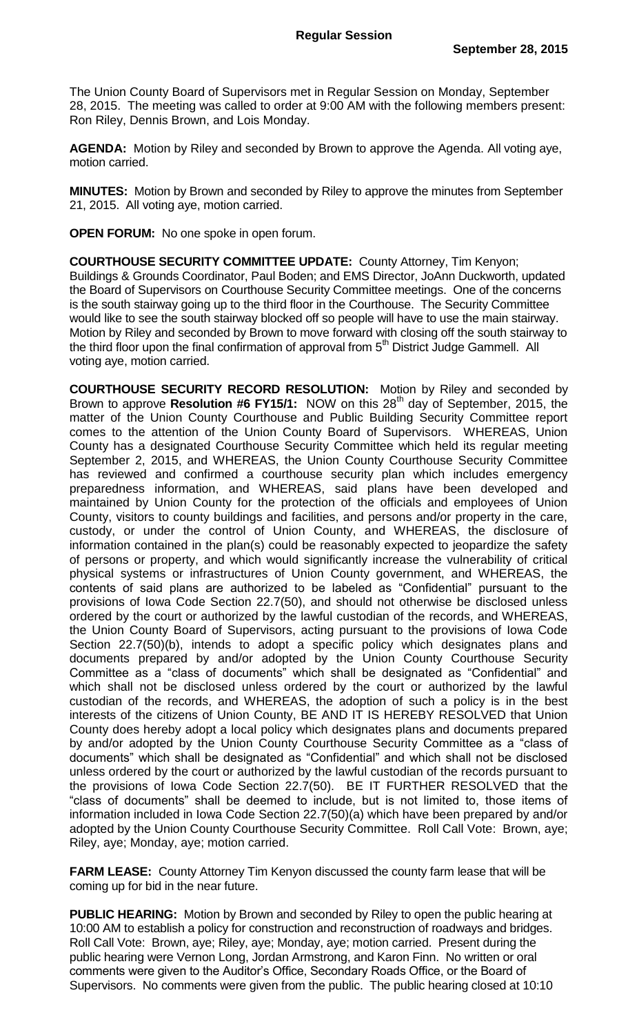**Regular Session**

**September 28, 2015**

The Union County Board of Supervisors met in Regular Session on Monday, September 28, 2015. The meeting was called to order at 9:00 AM with the following members present: Ron Riley, Dennis Brown, and Lois Monday.

**AGENDA:** Motion by Riley and seconded by Brown to approve the Agenda. All voting aye, motion carried.

**MINUTES:** Motion by Brown and seconded by Riley to approve the minutes from September 21, 2015. All voting aye, motion carried.

**OPEN FORUM:** No one spoke in open forum.

**COURTHOUSE SECURITY COMMITTEE UPDATE:** County Attorney, Tim Kenyon; Buildings & Grounds Coordinator, Paul Boden; and EMS Director, JoAnn Duckworth, updated the Board of Supervisors on Courthouse Security Committee meetings. One of the concerns is the south stairway going up to the third floor in the Courthouse. The Security Committee would like to see the south stairway blocked off so people will have to use the main stairway. Motion by Riley and seconded by Brown to move forward with closing off the south stairway to the third floor upon the final confirmation of approval from 5th District Judge Gammell. All voting aye, motion carried.

**COURTHOUSE SECURITY RECORD RESOLUTION:** Motion by Riley and seconded by Brown to approve **Resolution #6 FY15/1:** NOW on this 28th day of September, 2015, the matter of the Union County Courthouse and Public Building Security Committee report comes to the attention of the Union County Board of Supervisors. WHEREAS, Union County has a designated Courthouse Security Committee which held its regular meeting September 2, 2015, and WHEREAS, the Union County Courthouse Security Committee has reviewed and confirmed a courthouse security plan which includes emergency preparedness information, and WHEREAS, said plans have been developed and maintained by Union County for the protection of the officials and employees of Union County, visitors to county buildings and facilities, and persons and/or property in the care, custody, or under the control of Union County, and WHEREAS, the disclosure of information contained in the plan(s) could be reasonably expected to jeopardize the safety of persons or property, and which would significantly increase the vulnerability of critical physical systems or infrastructures of Union County government, and WHEREAS, the contents of said plans are authorized to be labeled as "Confidential" pursuant to the provisions of Iowa Code Section 22.7(50), and should not otherwise be disclosed unless ordered by the court or authorized by the lawful custodian of the records, and WHEREAS, the Union County Board of Supervisors, acting pursuant to the provisions of Iowa Code Section 22.7(50)(b), intends to adopt a specific policy which designates plans and documents prepared by and/or adopted by the Union County Courthouse Security Committee as a "class of documents" which shall be designated as "Confidential" and which shall not be disclosed unless ordered by the court or authorized by the lawful custodian of the records, and WHEREAS, the adoption of such a policy is in the best interests of the citizens of Union County, BE AND IT IS HEREBY RESOLVED that Union County does hereby adopt a local policy which designates plans and documents prepared by and/or adopted by the Union County Courthouse Security Committee as a "class of documents" which shall be designated as "Confidential" and which shall not be disclosed unless ordered by the court or authorized by the lawful custodian of the records pursuant to the provisions of Iowa Code Section 22.7(50). BE IT FURTHER RESOLVED that the "class of documents" shall be deemed to include, but is not limited to, those items of information included in Iowa Code Section 22.7(50)(a) which have been prepared by and/or adopted by the Union County Courthouse Security Committee. Roll Call Vote: Brown, aye; Riley, aye; Monday, aye; motion carried.

**FARM LEASE:** County Attorney Tim Kenyon discussed the county farm lease that will be coming up for bid in the near future.

**PUBLIC HEARING:** Motion by Brown and seconded by Riley to open the public hearing at 10:00 AM to establish a policy for construction and reconstruction of roadways and bridges. Roll Call Vote: Brown, aye; Riley, aye; Monday, aye; motion carried. Present during the public hearing were Vernon Long, Jordan Armstrong, and Karon Finn. No written or oral comments were given to the Auditor's Office, Secondary Roads Office, or the Board of Supervisors. No comments were given from the public. The public hearing closed at 10:10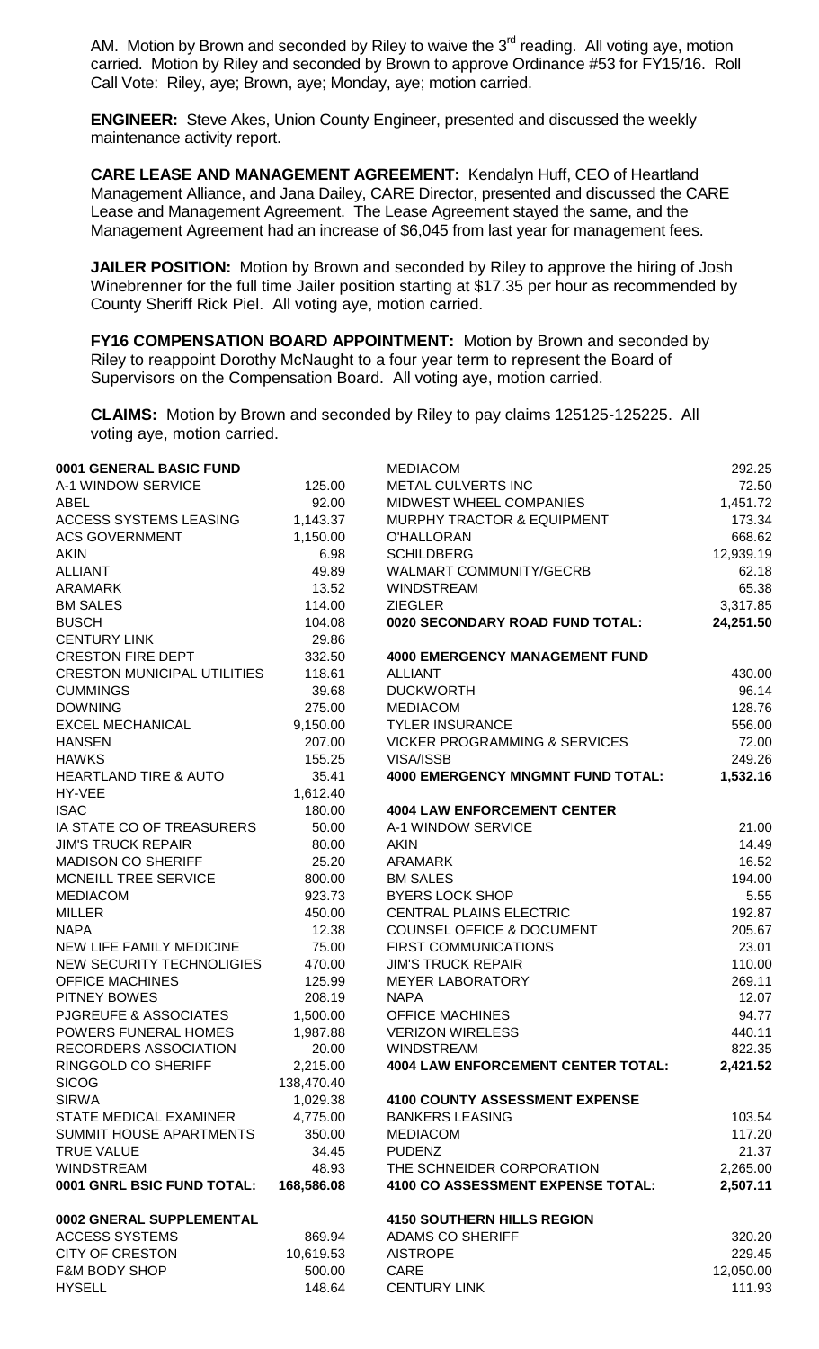AM. Motion by Brown and seconded by Riley to waive the 3rd reading. All voting aye, motion carried. Motion by Riley and seconded by Brown to approve Ordinance #53 for FY15/16. Roll Call Vote: Riley, aye; Brown, aye; Monday, aye; motion carried.

**ENGINEER:** Steve Akes, Union County Engineer, presented and discussed the weekly maintenance activity report.

**CARE LEASE AND MANAGEMENT AGREEMENT:** Kendalyn Huff, CEO of Heartland Management Alliance, and Jana Dailey, CARE Director, presented and discussed the CARE Lease and Management Agreement. The Lease Agreement stayed the same, and the Management Agreement had an increase of $6,045 from last year for management fees.

**JAILER POSITION:** Motion by Brown and seconded by Riley to approve the hiring of Josh Winebrenner for the full time Jailer position starting at $17.35 per hour as recommended by County Sheriff Rick Piel. All voting aye, motion carried.

**FY16 COMPENSATION BOARD APPOINTMENT:** Motion by Brown and seconded by Riley to reappoint Dorothy McNaught to a four year term to represent the Board of Supervisors on the Compensation Board. All voting aye, motion carried.

**CLAIMS:** Motion by Brown and seconded by Riley to pay claims 125125-125225. All voting aye, motion carried.

| **0001 GENERAL BASIC FUND** | |
|---|---|
| A-1 WINDOW SERVICE | 125.00 |
| ABEL | 92.00 |
| ACCESS SYSTEMS LEASING | 1,143.37 |
| ACS GOVERNMENT | 1,150.00 |
| AKIN | 6.98 |
| ALLIANT | 49.89 |
| ARAMARK | 13.52 |
| BM SALES | 114.00 |
| BUSCH | 104.08 |
| CENTURY LINK | 29.86 |
| CRESTON FIRE DEPT | 332.50 |
| CRESTON MUNICIPAL UTILITIES | 118.61 |
| CUMMINGS | 39.68 |
| DOWNING | 275.00 |
| EXCEL MECHANICAL | 9,150.00 |
| HANSEN | 207.00 |
| HAWKS | 155.25 |
| HEARTLAND TIRE & AUTO | 35.41 |
| HY-VEE | 1,612.40 |
| ISAC | 180.00 |
| IA STATE CO OF TREASURERS | 50.00 |
| JIM'S TRUCK REPAIR | 80.00 |
| MADISON CO SHERIFF | 25.20 |
| MCNEILL TREE SERVICE | 800.00 |
| MEDIACOM | 923.73 |
| MILLER | 450.00 |
| NAPA | 12.38 |
| NEW LIFE FAMILY MEDICINE | 75.00 |
| NEW SECURITY TECHNOLIGIES | 470.00 |
| OFFICE MACHINES | 125.99 |
| PITNEY BOWES | 208.19 |
| PJGREUFE & ASSOCIATES | 1,500.00 |
| POWERS FUNERAL HOMES | 1,987.88 |
| RECORDERS ASSOCIATION | 20.00 |
| RINGGOLD CO SHERIFF | 2,215.00 |
| SICOG | 138,470.40 |
| SIRWA | 1,029.38 |
| STATE MEDICAL EXAMINER | 4,775.00 |
| SUMMIT HOUSE APARTMENTS | 350.00 |
| TRUE VALUE | 34.45 |
| WINDSTREAM | 48.93 |
| **0001 GNRL BSIC FUND TOTAL:** | **168,586.08** |

| **0002 GNERAL SUPPLEMENTAL** | |
|---|---|
| ACCESS SYSTEMS | 869.94 |
| CITY OF CRESTON | 10,619.53 |
| F&M BODY SHOP | 500.00 |
| HYSELL | 148.64 |

| | |
|---|---|
| MEDIACOM | 292.25 |
| METAL CULVERTS INC | 72.50 |
| MIDWEST WHEEL COMPANIES | 1,451.72 |
| MURPHY TRACTOR & EQUIPMENT | 173.34 |
| O'HALLORAN | 668.62 |
| SCHILDBERG | 12,939.19 |
| WALMART COMMUNITY/GECRB | 62.18 |
| WINDSTREAM | 65.38 |
| ZIEGLER | 3,317.85 |
| **0020 SECONDARY ROAD FUND TOTAL:** | **24,251.50** |

| **4000 EMERGENCY MANAGEMENT FUND** | |
|---|---|
| ALLIANT | 430.00 |
| DUCKWORTH | 96.14 |
| MEDIACOM | 128.76 |
| TYLER INSURANCE | 556.00 |
| VICKER PROGRAMMING & SERVICES | 72.00 |
| VISA/ISSB | 249.26 |
| **4000 EMERGENCY MNGMNT FUND TOTAL:** | **1,532.16** |

| **4004 LAW ENFORCEMENT CENTER** | |
|---|---|
| A-1 WINDOW SERVICE | 21.00 |
| AKIN | 14.49 |
| ARAMARK | 16.52 |
| BM SALES | 194.00 |
| BYERS LOCK SHOP | 5.55 |
| CENTRAL PLAINS ELECTRIC | 192.87 |
| COUNSEL OFFICE & DOCUMENT | 205.67 |
| FIRST COMMUNICATIONS | 23.01 |
| JIM'S TRUCK REPAIR | 110.00 |
| MEYER LABORATORY | 269.11 |
| NAPA | 12.07 |
| OFFICE MACHINES | 94.77 |
| VERIZON WIRELESS | 440.11 |
| WINDSTREAM | 822.35 |
| **4004 LAW ENFORCEMENT CENTER TOTAL:** | **2,421.52** |

| **4100 COUNTY ASSESSMENT EXPENSE** | |
|---|---|
| BANKERS LEASING | 103.54 |
| MEDIACOM | 117.20 |
| PUDENZ | 21.37 |
| THE SCHNEIDER CORPORATION | 2,265.00 |
| **4100 CO ASSESSMENT EXPENSE TOTAL:** | **2,507.11** |

| **4150 SOUTHERN HILLS REGION** | |
|---|---|
| ADAMS CO SHERIFF | 320.20 |
| AISTROPE | 229.45 |
| CARE | 12,050.00 |
| CENTURY LINK | 111.93 |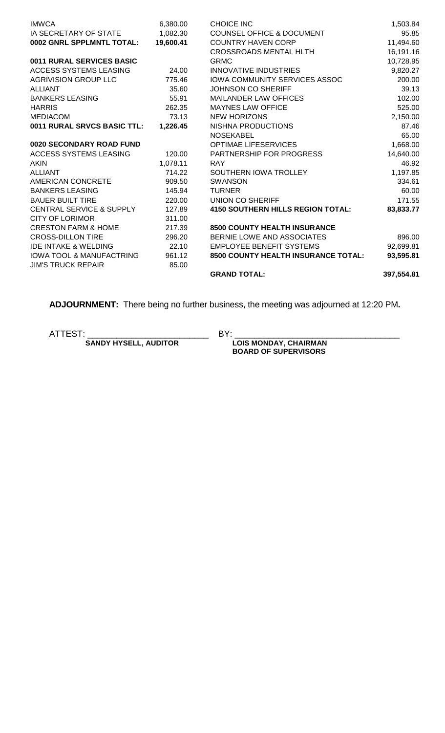| | |
|---|---|
| IMWCA | 6,380.00 |
| IA SECRETARY OF STATE | 1,082.30 |
| **0002 GNRL SPPLMNTL TOTAL:** | **19,600.41** |
| | |
| **0011 RURAL SERVICES BASIC** | |
| ACCESS SYSTEMS LEASING | 24.00 |
| AGRIVISION GROUP LLC | 775.46 |
| ALLIANT | 35.60 |
| BANKERS LEASING | 55.91 |
| HARRIS | 262.35 |
| MEDIACOM | 73.13 |
| **0011 RURAL SRVCS BASIC TTL:** | **1,226.45** |
| | |
| **0020 SECONDARY ROAD FUND** | |
| ACCESS SYSTEMS LEASING | 120.00 |
| AKIN | 1,078.11 |
| ALLIANT | 714.22 |
| AMERICAN CONCRETE | 909.50 |
| BANKERS LEASING | 145.94 |
| BAUER BUILT TIRE | 220.00 |
| CENTRAL SERVICE & SUPPLY | 127.89 |
| CITY OF LORIMOR | 311.00 |
| CRESTON FARM & HOME | 217.39 |
| CROSS-DILLON TIRE | 296.20 |
| IDE INTAKE & WELDING | 22.10 |
| IOWA TOOL & MANUFACTRING | 961.12 |
| JIM'S TRUCK REPAIR | 85.00 |

| | |
|---|---|
| CHOICE INC | 1,503.84 |
| COUNSEL OFFICE & DOCUMENT | 95.85 |
| COUNTRY HAVEN CORP | 11,494.60 |
| CROSSROADS MENTAL HLTH | 16,191.16 |
| GRMC | 10,728.95 |
| INNOVATIVE INDUSTRIES | 9,820.27 |
| IOWA COMMUNITY SERVICES ASSOC | 200.00 |
| JOHNSON CO SHERIFF | 39.13 |
| MAILANDER LAW OFFICES | 102.00 |
| MAYNES LAW OFFICE | 525.00 |
| NEW HORIZONS | 2,150.00 |
| NISHNA PRODUCTIONS | 87.46 |
| NOSEKABEL | 65.00 |
| OPTIMAE LIFESERVICES | 1,668.00 |
| PARTNERSHIP FOR PROGRESS | 14,640.00 |
| RAY | 46.92 |
| SOUTHERN IOWA TROLLEY | 1,197.85 |
| SWANSON | 334.61 |
| TURNER | 60.00 |
| UNION CO SHERIFF | 171.55 |
| **4150 SOUTHERN HILLS REGION TOTAL:** | **83,833.77** |
| | |
| **8500 COUNTY HEALTH INSURANCE** | |
| BERNIE LOWE AND ASSOCIATES | 896.00 |
| EMPLOYEE BENEFIT SYSTEMS | 92,699.81 |
| **8500 COUNTY HEALTH INSURANCE TOTAL:** | **93,595.81** |
| | |
| **GRAND TOTAL:** | **397,554.81** |

**ADJOURNMENT:** There being no further business, the meeting was adjourned at 12:20 PM**.**

ATTEST: ___________________________ BY: ___________________________________

**SANDY HYSELL, AUDITOR**

**LOIS MONDAY, CHAIRMAN**
**BOARD OF SUPERVISORS**